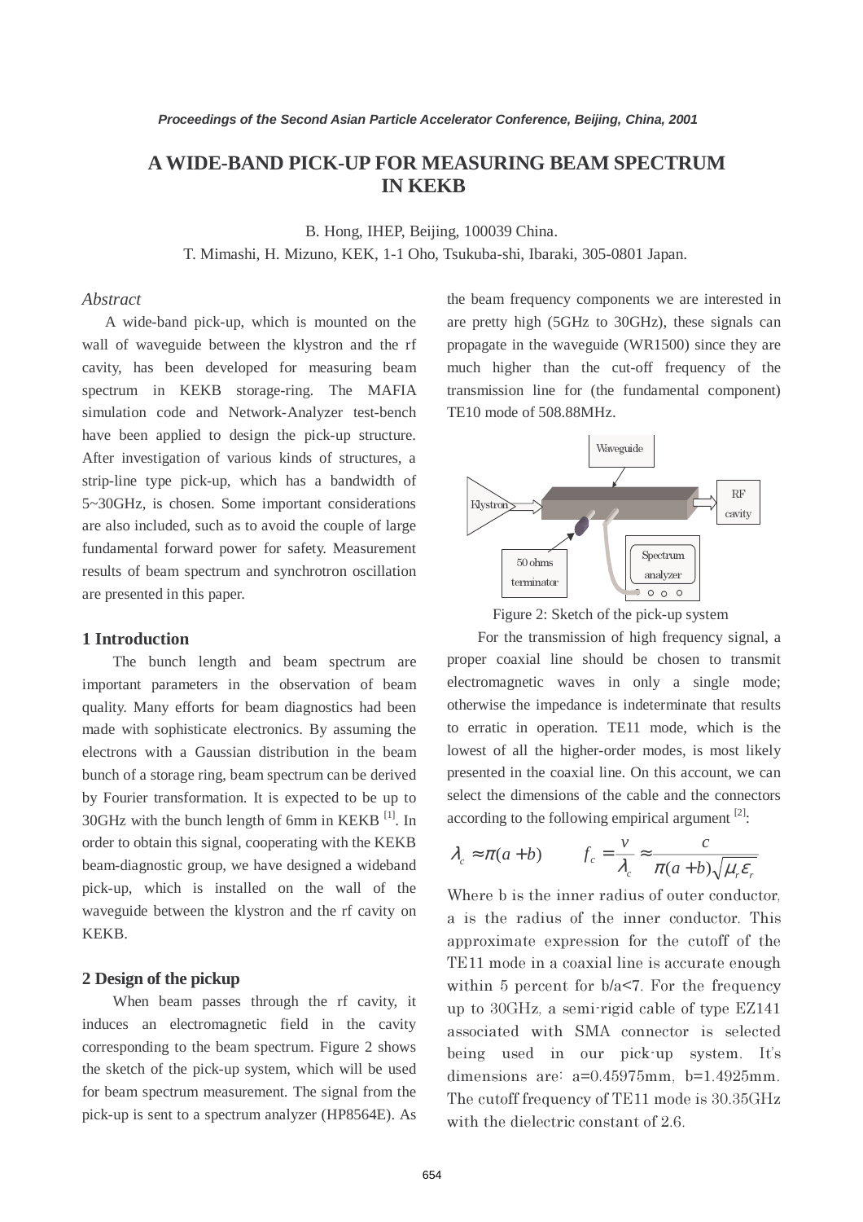# A WIDE-BAND PICK-UP FOR MEASURING BEAM SPECTRUM IN KEKB

B. Hong, IHEP, Beijing, 100039 China.
T. Mimashi, H. Mizuno, KEK, 1-1 Oho, Tsukuba-shi, Ibaraki, 305-0801 Japan.

## *Abstract*

A wide-band pick-up, which is mounted on the wall of waveguide between the klystron and the rf cavity, has been developed for measuring beam spectrum in KEKB storage-ring. The MAFIA simulation code and Network-Analyzer test-bench have been applied to design the pick-up structure. After investigation of various kinds of structures, a strip-line type pick-up, which has a bandwidth of 5~30GHz, is chosen. Some important considerations are also included, such as to avoid the couple of large fundamental forward power for safety. Measurement results of beam spectrum and synchrotron oscillation are presented in this paper.

## 1 Introduction

The bunch length and beam spectrum are important parameters in the observation of beam quality. Many efforts for beam diagnostics had been made with sophisticate electronics. By assuming the electrons with a Gaussian distribution in the beam bunch of a storage ring, beam spectrum can be derived by Fourier transformation. It is expected to be up to 30GHz with the bunch length of 6mm in KEKB [1]. In order to obtain this signal, cooperating with the KEKB beam-diagnostic group, we have designed a wideband pick-up, which is installed on the wall of the waveguide between the klystron and the rf cavity on KEKB.

## 2 Design of the pickup

When beam passes through the rf cavity, it induces an electromagnetic field in the cavity corresponding to the beam spectrum. Figure 2 shows the sketch of the pick-up system, which will be used for beam spectrum measurement. The signal from the pick-up is sent to a spectrum analyzer (HP8564E). As the beam frequency components we are interested in are pretty high (5GHz to 30GHz), these signals can propagate in the waveguide (WR1500) since they are much higher than the cut-off frequency of the transmission line for (the fundamental component) TE10 mode of 508.88MHz.

Waveguide
Klystron
RF cavity
50 ohms terminator
Spectrum analyzer

Figure 2: Sketch of the pick-up system

For the transmission of high frequency signal, a proper coaxial line should be chosen to transmit electromagnetic waves in only a single mode; otherwise the impedance is indeterminate that results to erratic in operation. TE11 mode, which is the lowest of all the higher-order modes, is most likely presented in the coaxial line. On this account, we can select the dimensions of the cable and the connectors according to the following empirical argument [2]:

$$\lambda_c \approx \pi(a+b) \qquad f_c = \frac{v}{\lambda_c} \approx \frac{c}{\pi(a+b)\sqrt{\mu_r \varepsilon_r}}$$

Where b is the inner radius of outer conductor, a is the radius of the inner conductor. This approximate expression for the cutoff of the TE11 mode in a coaxial line is accurate enough within 5 percent for b/a<7. For the frequency up to 30GHz, a semi-rigid cable of type EZ141 associated with SMA connector is selected being used in our pick-up system. It's dimensions are: a=0.45975mm, b=1.4925mm. The cutoff frequency of TE11 mode is 30.35GHz with the dielectric constant of 2.6.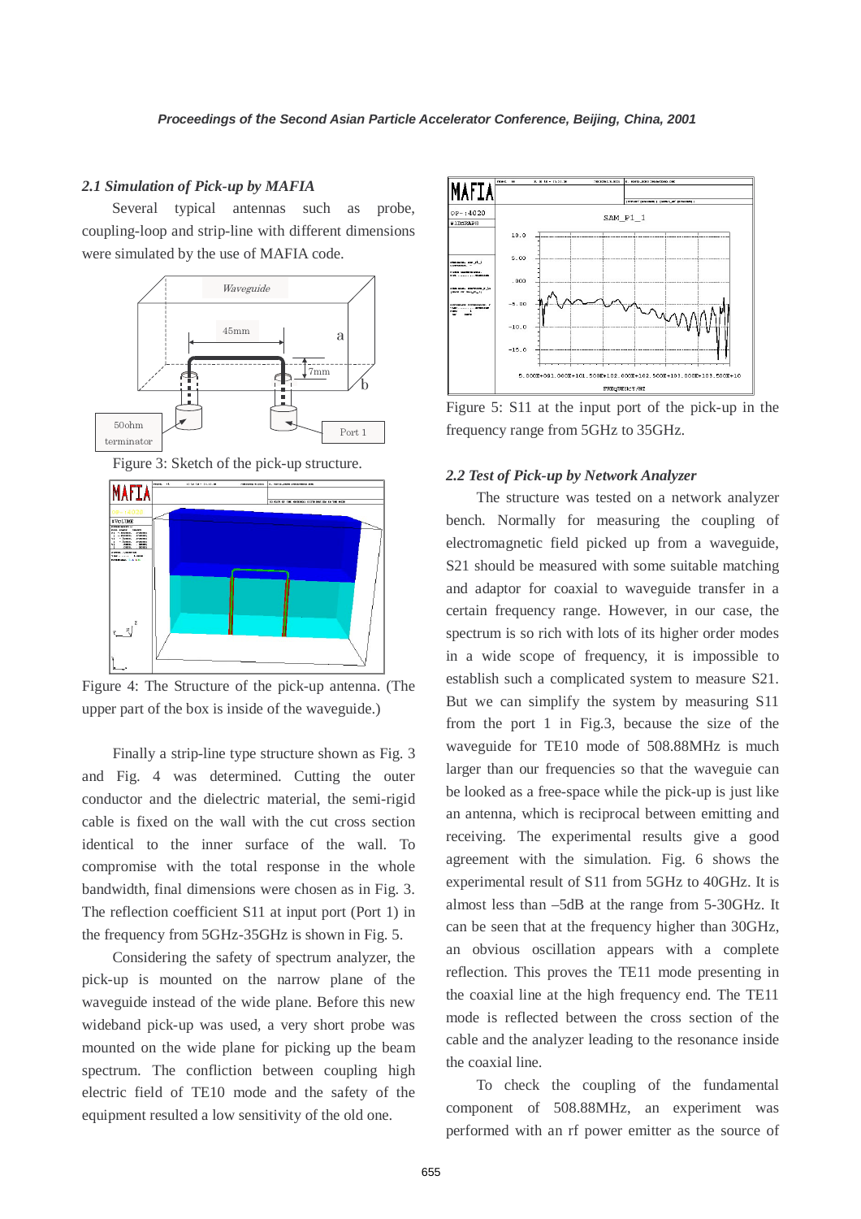### *2.1 Simulation of Pick-up by MAFIA*

Several typical antennas such as probe, coupling-loop and strip-line with different dimensions were simulated by the use of MAFIA code.

Figure 3: Sketch of the pick-up structure.

Figure 4: The Structure of the pick-up antenna. (The upper part of the box is inside of the waveguide.)

Finally a strip-line type structure shown as Fig. 3 and Fig. 4 was determined. Cutting the outer conductor and the dielectric material, the semi-rigid cable is fixed on the wall with the cut cross section identical to the inner surface of the wall. To compromise with the total response in the whole bandwidth, final dimensions were chosen as in Fig. 3. The reflection coefficient S11 at input port (Port 1) in the frequency from 5GHz-35GHz is shown in Fig. 5.

Considering the safety of spectrum analyzer, the pick-up is mounted on the narrow plane of the waveguide instead of the wide plane. Before this new wideband pick-up was used, a very short probe was mounted on the wide plane for picking up the beam spectrum. The confliction between coupling high electric field of TE10 mode and the safety of the equipment resulted a low sensitivity of the old one.

Figure 5: S11 at the input port of the pick-up in the frequency range from 5GHz to 35GHz.

### *2.2 Test of Pick-up by Network Analyzer*

The structure was tested on a network analyzer bench. Normally for measuring the coupling of electromagnetic field picked up from a waveguide, S21 should be measured with some suitable matching and adaptor for coaxial to waveguide transfer in a certain frequency range. However, in our case, the spectrum is so rich with lots of its higher order modes in a wide scope of frequency, it is impossible to establish such a complicated system to measure S21. But we can simplify the system by measuring S11 from the port 1 in Fig.3, because the size of the waveguide for TE10 mode of 508.88MHz is much larger than our frequencies so that the waveguie can be looked as a free-space while the pick-up is just like an antenna, which is reciprocal between emitting and receiving. The experimental results give a good agreement with the simulation. Fig. 6 shows the experimental result of S11 from 5GHz to 40GHz. It is almost less than –5dB at the range from 5-30GHz. It can be seen that at the frequency higher than 30GHz, an obvious oscillation appears with a complete reflection. This proves the TE11 mode presenting in the coaxial line at the high frequency end. The TE11 mode is reflected between the cross section of the cable and the analyzer leading to the resonance inside the coaxial line.

To check the coupling of the fundamental component of 508.88MHz, an experiment was performed with an rf power emitter as the source of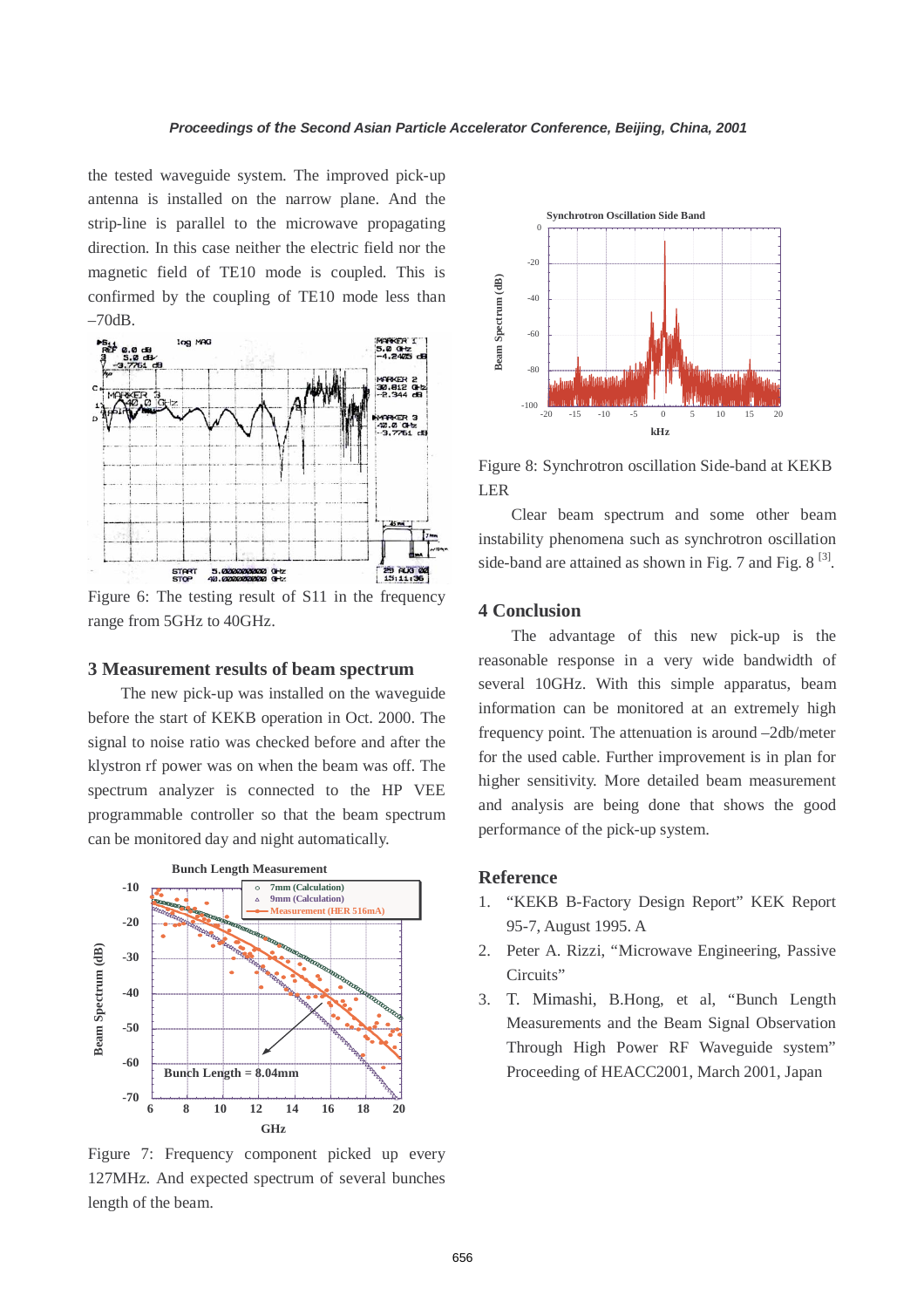the tested waveguide system. The improved pick-up antenna is installed on the narrow plane. And the strip-line is parallel to the microwave propagating direction. In this case neither the electric field nor the magnetic field of TE10 mode is coupled. This is confirmed by the coupling of TE10 mode less than –70dB.

Figure 6: The testing result of S11 in the frequency range from 5GHz to 40GHz.

## 3 Measurement results of beam spectrum

The new pick-up was installed on the waveguide before the start of KEKB operation in Oct. 2000. The signal to noise ratio was checked before and after the klystron rf power was on when the beam was off. The spectrum analyzer is connected to the HP VEE programmable controller so that the beam spectrum can be monitored day and night automatically.

Figure 7: Frequency component picked up every 127MHz. And expected spectrum of several bunches length of the beam.

Figure 8: Synchrotron oscillation Side-band at KEKB LER

Clear beam spectrum and some other beam instability phenomena such as synchrotron oscillation side-band are attained as shown in Fig. 7 and Fig. 8 [3].

## 4 Conclusion

The advantage of this new pick-up is the reasonable response in a very wide bandwidth of several 10GHz. With this simple apparatus, beam information can be monitored at an extremely high frequency point. The attenuation is around –2db/meter for the used cable. Further improvement is in plan for higher sensitivity. More detailed beam measurement and analysis are being done that shows the good performance of the pick-up system.

## Reference

1. "KEKB B-Factory Design Report" KEK Report 95-7, August 1995. A
2. Peter A. Rizzi, "Microwave Engineering, Passive Circuits"
3. T. Mimashi, B.Hong, et al, "Bunch Length Measurements and the Beam Signal Observation Through High Power RF Waveguide system" Proceeding of HEACC2001, March 2001, Japan